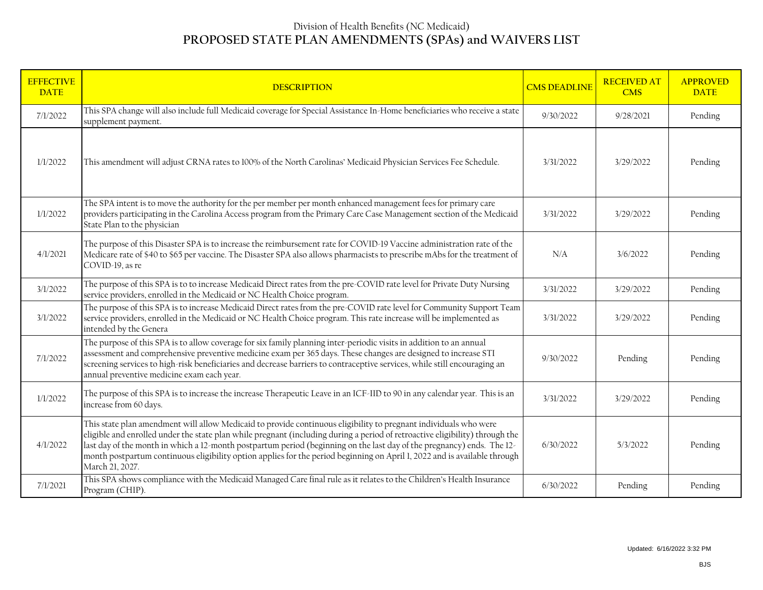Division of Health Benefits (NC Medicaid)

# PROPOSED STATE PLAN AMENDMENTS (SPAs) and WAIVERS LIST

| EFFECTIVE DATE | DESCRIPTION | CMS DEADLINE | RECEIVED AT CMS | APPROVED DATE |
|---|---|---|---|---|
| 7/1/2022 | This SPA change will also include full Medicaid coverage for Special Assistance In-Home beneficiaries who receive a state supplement payment. | 9/30/2022 | 9/28/2021 | Pending |
| 1/1/2022 | This amendment will adjust CRNA rates to 100% of the North Carolinas' Medicaid Physician Services Fee Schedule. | 3/31/2022 | 3/29/2022 | Pending |
| 1/1/2022 | The SPA intent is to move the authority for the per member per month enhanced management fees for primary care providers participating in the Carolina Access program from the Primary Care Case Management section of the Medicaid State Plan to the physician | 3/31/2022 | 3/29/2022 | Pending |
| 4/1/2021 | The purpose of this Disaster SPA is to increase the reimbursement rate for COVID-19 Vaccine administration rate of the Medicare rate of $40 to $65 per vaccine. The Disaster SPA also allows pharmacists to prescribe mAbs for the treatment of COVID-19, as re | N/A | 3/6/2022 | Pending |
| 3/1/2022 | The purpose of this SPA is to to increase Medicaid Direct rates from the pre-COVID rate level for Private Duty Nursing service providers, enrolled in the Medicaid or NC Health Choice program. | 3/31/2022 | 3/29/2022 | Pending |
| 3/1/2022 | The purpose of this SPA is to increase Medicaid Direct rates from the pre-COVID rate level for Community Support Team service providers, enrolled in the Medicaid or NC Health Choice program. This rate increase will be implemented as intended by the Genera | 3/31/2022 | 3/29/2022 | Pending |
| 7/1/2022 | The purpose of this SPA is to allow coverage for six family planning inter-periodic visits in addition to an annual assessment and comprehensive preventive medicine exam per 365 days. These changes are designed to increase STI screening services to high-risk beneficiaries and decrease barriers to contraceptive services, while still encouraging an annual preventive medicine exam each year. | 9/30/2022 | Pending | Pending |
| 1/1/2022 | The purpose of this SPA is to increase the increase Therapeutic Leave in an ICF-IID to 90 in any calendar year. This is an increase from 60 days. | 3/31/2022 | 3/29/2022 | Pending |
| 4/1/2022 | This state plan amendment will allow Medicaid to provide continuous eligibility to pregnant individuals who were eligible and enrolled under the state plan while pregnant (including during a period of retroactive eligibility) through the last day of the month in which a 12-month postpartum period (beginning on the last day of the pregnancy) ends. The 12-month postpartum continuous eligibility option applies for the period beginning on April 1, 2022 and is available through March 21, 2027. | 6/30/2022 | 5/3/2022 | Pending |
| 7/1/2021 | This SPA shows compliance with the Medicaid Managed Care final rule as it relates to the Children's Health Insurance Program (CHIP). | 6/30/2022 | Pending | Pending |

Updated: 6/16/2022 3:32 PM

BJS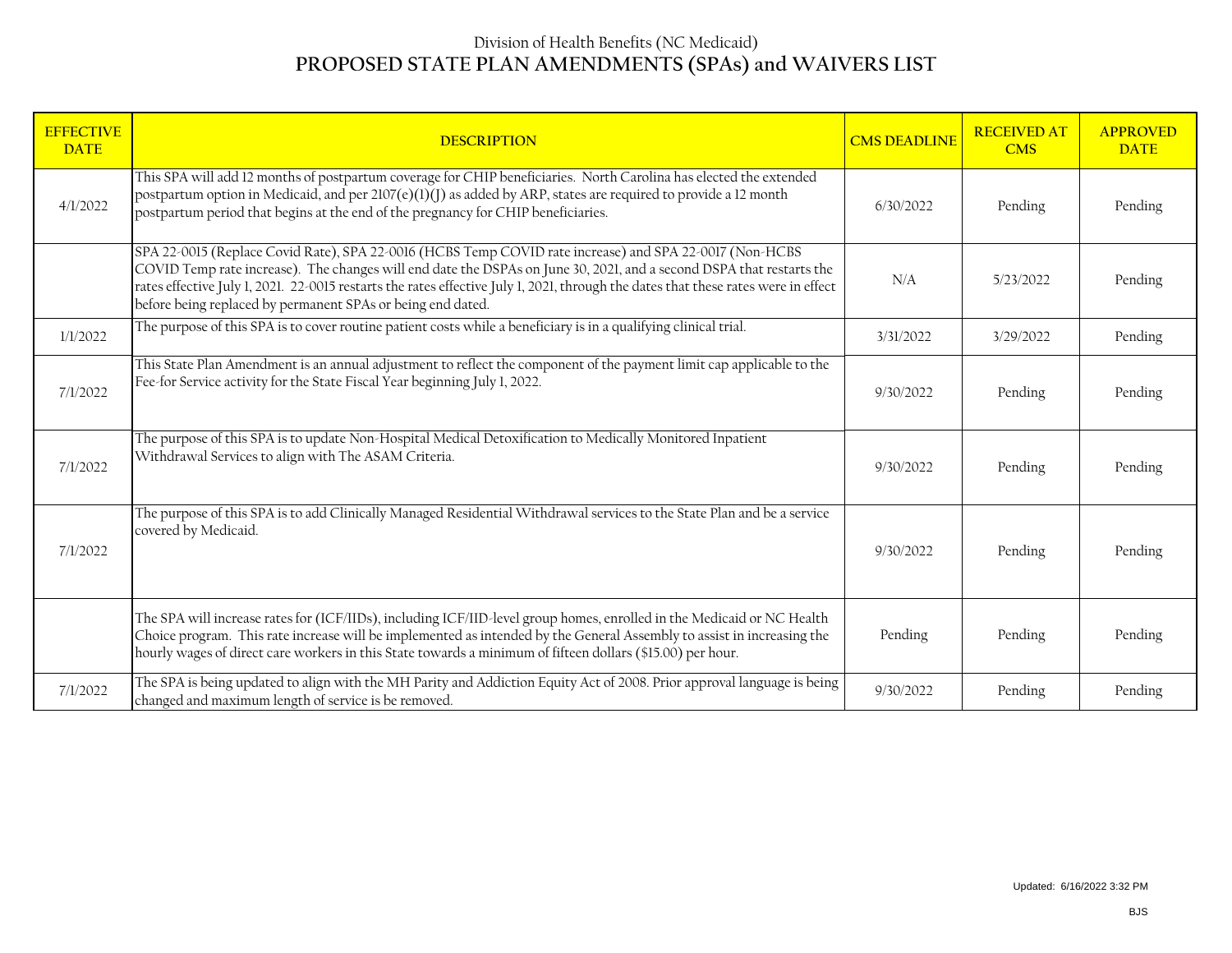Division of Health Benefits (NC Medicaid)

# PROPOSED STATE PLAN AMENDMENTS (SPAs) and WAIVERS LIST

| EFFECTIVE DATE | DESCRIPTION | CMS DEADLINE | RECEIVED AT CMS | APPROVED DATE |
|---|---|---|---|---|
| 4/1/2022 | This SPA will add 12 months of postpartum coverage for CHIP beneficiaries. North Carolina has elected the extended postpartum option in Medicaid, and per 2107(e)(1)(J) as added by ARP, states are required to provide a 12 month postpartum period that begins at the end of the pregnancy for CHIP beneficiaries. | 6/30/2022 | Pending | Pending |
| | SPA 22-0015 (Replace Covid Rate), SPA 22-0016 (HCBS Temp COVID rate increase) and SPA 22-0017 (Non-HCBS COVID Temp rate increase). The changes will end date the DSPAs on June 30, 2021, and a second DSPA that restarts the rates effective July 1, 2021. 22-0015 restarts the rates effective July 1, 2021, through the dates that these rates were in effect before being replaced by permanent SPAs or being end dated. | N/A | 5/23/2022 | Pending |
| 1/1/2022 | The purpose of this SPA is to cover routine patient costs while a beneficiary is in a qualifying clinical trial. | 3/31/2022 | 3/29/2022 | Pending |
| 7/1/2022 | This State Plan Amendment is an annual adjustment to reflect the component of the payment limit cap applicable to the Fee-for Service activity for the State Fiscal Year beginning July 1, 2022. | 9/30/2022 | Pending | Pending |
| 7/1/2022 | The purpose of this SPA is to update Non-Hospital Medical Detoxification to Medically Monitored Inpatient Withdrawal Services to align with The ASAM Criteria. | 9/30/2022 | Pending | Pending |
| 7/1/2022 | The purpose of this SPA is to add Clinically Managed Residential Withdrawal services to the State Plan and be a service covered by Medicaid. | 9/30/2022 | Pending | Pending |
| | The SPA will increase rates for (ICF/IIDs), including ICF/IID-level group homes, enrolled in the Medicaid or NC Health Choice program. This rate increase will be implemented as intended by the General Assembly to assist in increasing the hourly wages of direct care workers in this State towards a minimum of fifteen dollars ($15.00) per hour. | Pending | Pending | Pending |
| 7/1/2022 | The SPA is being updated to align with the MH Parity and Addiction Equity Act of 2008. Prior approval language is being changed and maximum length of service is be removed. | 9/30/2022 | Pending | Pending |

Updated: 6/16/2022 3:32 PM

BJS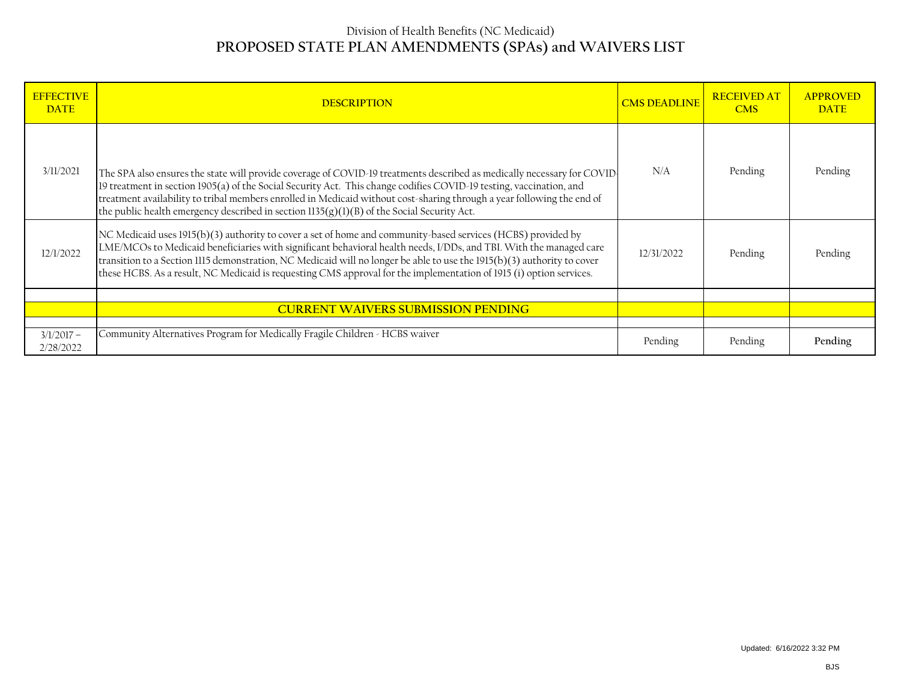Division of Health Benefits (NC Medicaid)

# PROPOSED STATE PLAN AMENDMENTS (SPAs) and WAIVERS LIST

| EFFECTIVE DATE | DESCRIPTION | CMS DEADLINE | RECEIVED AT CMS | APPROVED DATE |
|---|---|---|---|---|
| 3/11/2021 | The SPA also ensures the state will provide coverage of COVID-19 treatments described as medically necessary for COVID-19 treatment in section 1905(a) of the Social Security Act. This change codifies COVID-19 testing, vaccination, and treatment availability to tribal members enrolled in Medicaid without cost-sharing through a year following the end of the public health emergency described in section 1135(g)(1)(B) of the Social Security Act. | N/A | Pending | Pending |
| 12/1/2022 | NC Medicaid uses 1915(b)(3) authority to cover a set of home and community-based services (HCBS) provided by LME/MCOs to Medicaid beneficiaries with significant behavioral health needs, I/DDs, and TBI. With the managed care transition to a Section 1115 demonstration, NC Medicaid will no longer be able to use the 1915(b)(3) authority to cover these HCBS. As a result, NC Medicaid is requesting CMS approval for the implementation of 1915 (i) option services. | 12/31/2022 | Pending | Pending |
| | | | | |
| | **CURRENT WAIVERS SUBMISSION PENDING** | | | |
| | | | | |
| 3/1/2017 – 2/28/2022 | Community Alternatives Program for Medically Fragile Children - HCBS waiver | Pending | Pending | **Pending** |

Updated: 6/16/2022 3:32 PM

BJS